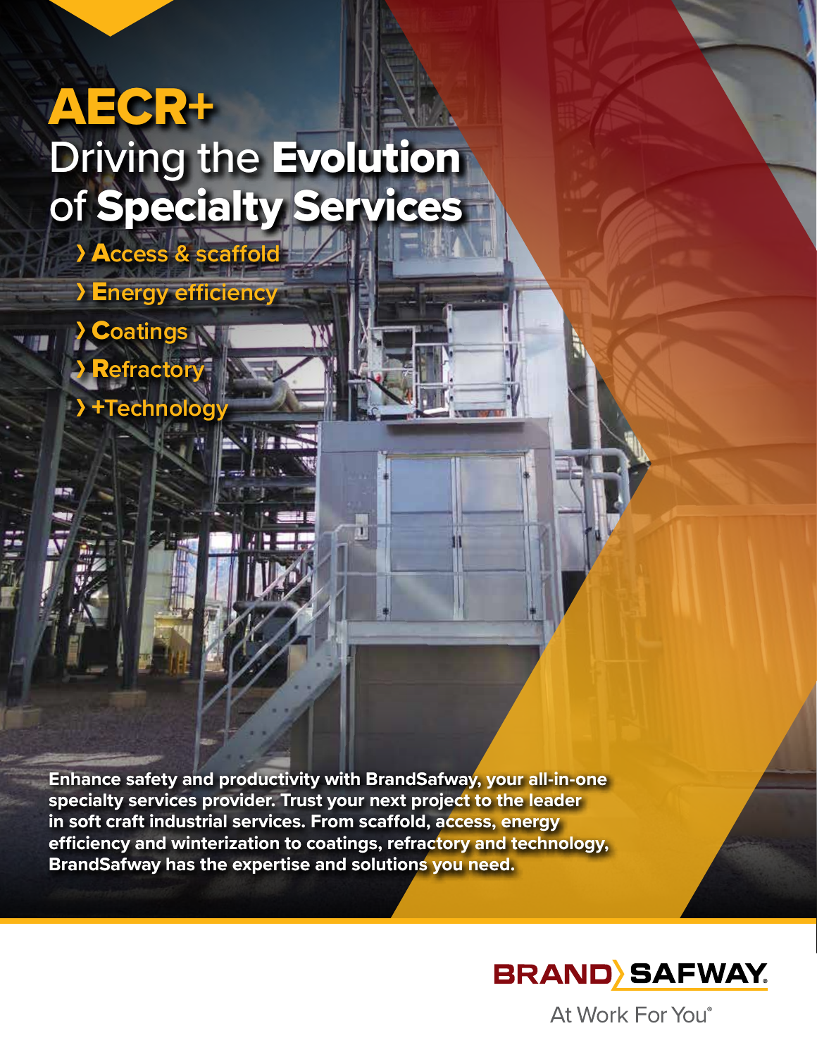# AECR+

## Driving the **Evolution** of **Specialty Services**

- › **A**ccess & scaffold
- › **E**nergy efficiency
- › **C**oatings
- › **R**efractory
- › **+**Technology

**Enhance safety and productivity with BrandSafway, your all-in-one specialty services provider. Trust your next project to the leader in soft craft industrial services. From scaffold, access, energy efficiency and winterization to coatings, refractory and technology, BrandSafway has the expertise and solutions you need.**

BRAND〉SAFWAY®

At Work For You®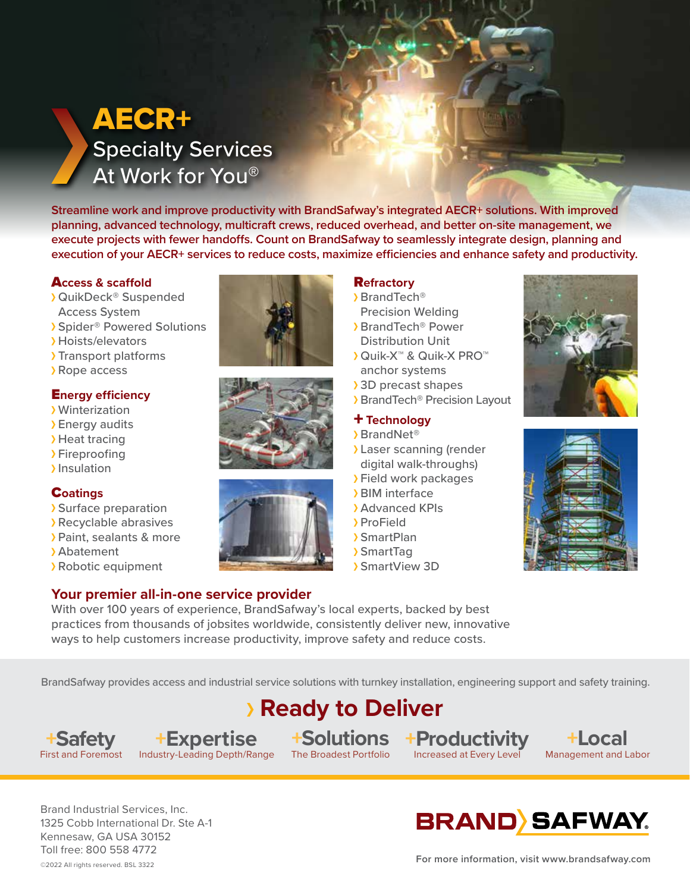# AECR+

## Specialty Services At Work for You®

Streamline work and improve productivity with BrandSafway's integrated AECR+ solutions. With improved planning, advanced technology, multicraft crews, reduced overhead, and better on-site management, we execute projects with fewer handoffs. Count on BrandSafway to seamlessly integrate design, planning and execution of your AECR+ services to reduce costs, maximize efficiencies and enhance safety and productivity.

### Access & scaffold

- QuikDeck® Suspended Access System
- Spider® Powered Solutions
- Hoists/elevators
- Transport platforms
- Rope access

### Energy efficiency

- Winterization
- Energy audits
- Heat tracing
- Fireproofing
- Insulation

### Coatings

- Surface preparation
- Recyclable abrasives
- Paint, sealants & more
- Abatement
- Robotic equipment

### Refractory

- BrandTech® Precision Welding
- BrandTech® Power Distribution Unit
- Quik-X™ & Quik-X PRO™ anchor systems
- 3D precast shapes
- BrandTech® Precision Layout

### + Technology

- BrandNet®
- Laser scanning (render digital walk-throughs)
- Field work packages
- BIM interface
- Advanced KPIs
- ProField
- SmartPlan
- SmartTag
- SmartView 3D

### Your premier all-in-one service provider

With over 100 years of experience, BrandSafway's local experts, backed by best practices from thousands of jobsites worldwide, consistently deliver new, innovative ways to help customers increase productivity, improve safety and reduce costs.

BrandSafway provides access and industrial service solutions with turnkey installation, engineering support and safety training.

## Ready to Deliver

**+Safety** — First and Foremost

**+Expertise** — Industry-Leading Depth/Range

**+Solutions** — The Broadest Portfolio

**+Productivity** — Increased at Every Level

**+Local** — Management and Labor

Brand Industrial Services, Inc.
1325 Cobb International Dr. Ste A-1
Kennesaw, GA USA 30152
Toll free: 800 558 4772

©2022 All rights reserved. BSL 3322

BRAND SAFWAY

For more information, visit www.brandsafway.com